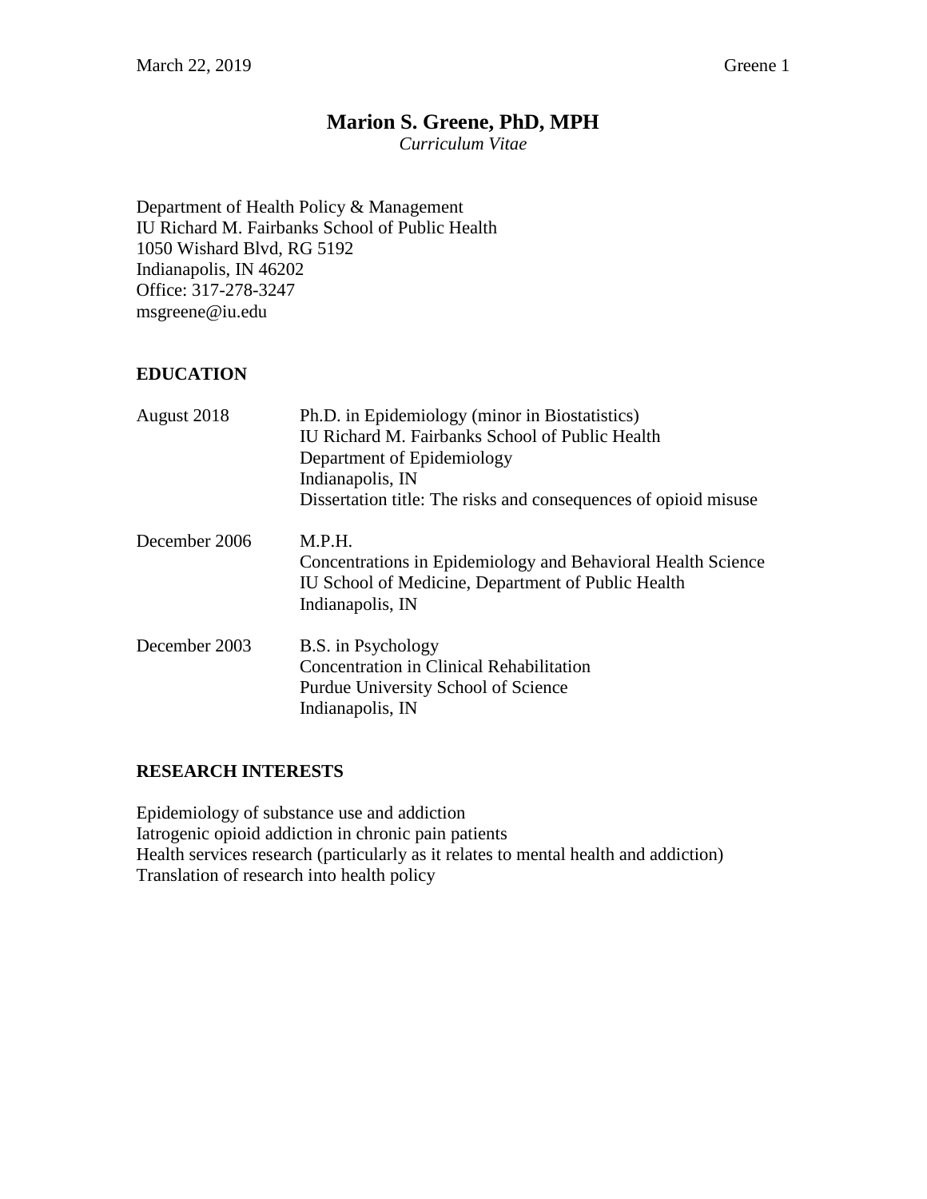# Marion S. Greene, PhD, MPH

*Curriculum Vitae*

Department of Health Policy & Management
IU Richard M. Fairbanks School of Public Health
1050 Wishard Blvd, RG 5192
Indianapolis, IN 46202
Office: 317-278-3247
msgreene@iu.edu

## EDUCATION

| | |
|---|---|
| August 2018 | Ph.D. in Epidemiology (minor in Biostatistics)<br>IU Richard M. Fairbanks School of Public Health<br>Department of Epidemiology<br>Indianapolis, IN<br>Dissertation title: The risks and consequences of opioid misuse |
| December 2006 | M.P.H.<br>Concentrations in Epidemiology and Behavioral Health Science<br>IU School of Medicine, Department of Public Health<br>Indianapolis, IN |
| December 2003 | B.S. in Psychology<br>Concentration in Clinical Rehabilitation<br>Purdue University School of Science<br>Indianapolis, IN |

## RESEARCH INTERESTS

Epidemiology of substance use and addiction
Iatrogenic opioid addiction in chronic pain patients
Health services research (particularly as it relates to mental health and addiction)
Translation of research into health policy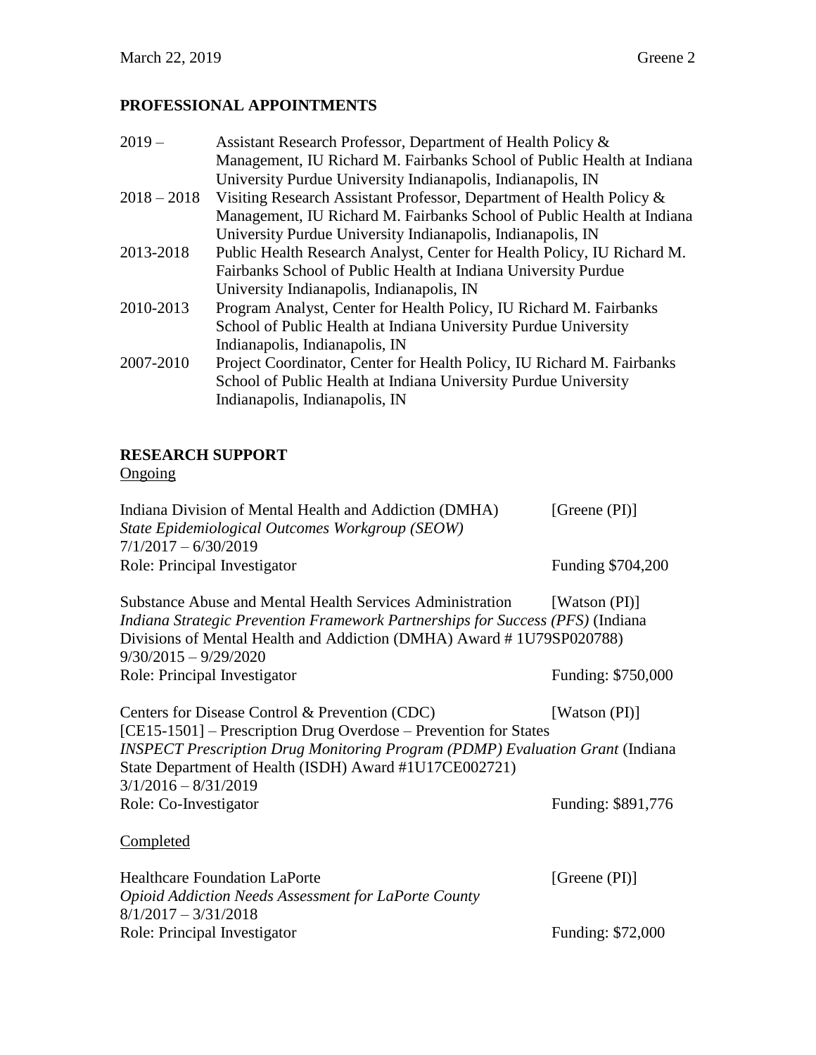## PROFESSIONAL APPOINTMENTS

| | |
|---|---|
| 2019 – | Assistant Research Professor, Department of Health Policy & Management, IU Richard M. Fairbanks School of Public Health at Indiana University Purdue University Indianapolis, Indianapolis, IN |
| 2018 – 2018 | Visiting Research Assistant Professor, Department of Health Policy & Management, IU Richard M. Fairbanks School of Public Health at Indiana University Purdue University Indianapolis, Indianapolis, IN |
| 2013-2018 | Public Health Research Analyst, Center for Health Policy, IU Richard M. Fairbanks School of Public Health at Indiana University Purdue University Indianapolis, Indianapolis, IN |
| 2010-2013 | Program Analyst, Center for Health Policy, IU Richard M. Fairbanks School of Public Health at Indiana University Purdue University Indianapolis, Indianapolis, IN |
| 2007-2010 | Project Coordinator, Center for Health Policy, IU Richard M. Fairbanks School of Public Health at Indiana University Purdue University Indianapolis, Indianapolis, IN |

## RESEARCH SUPPORT

Ongoing

Indiana Division of Mental Health and Addiction (DMHA) [Greene (PI)]
*State Epidemiological Outcomes Workgroup (SEOW)*
7/1/2017 – 6/30/2019
Role: Principal Investigator Funding $704,200

Substance Abuse and Mental Health Services Administration [Watson (PI)]
*Indiana Strategic Prevention Framework Partnerships for Success (PFS)* (Indiana Divisions of Mental Health and Addiction (DMHA) Award # 1U79SP020788)
9/30/2015 – 9/29/2020
Role: Principal Investigator Funding: $750,000

Centers for Disease Control & Prevention (CDC) [Watson (PI)]
[CE15-1501] – Prescription Drug Overdose – Prevention for States
*INSPECT Prescription Drug Monitoring Program (PDMP) Evaluation Grant* (Indiana State Department of Health (ISDH) Award #1U17CE002721)
3/1/2016 – 8/31/2019
Role: Co-Investigator Funding: $891,776

Completed

Healthcare Foundation LaPorte [Greene (PI)]
*Opioid Addiction Needs Assessment for LaPorte County*
8/1/2017 – 3/31/2018
Role: Principal Investigator Funding: $72,000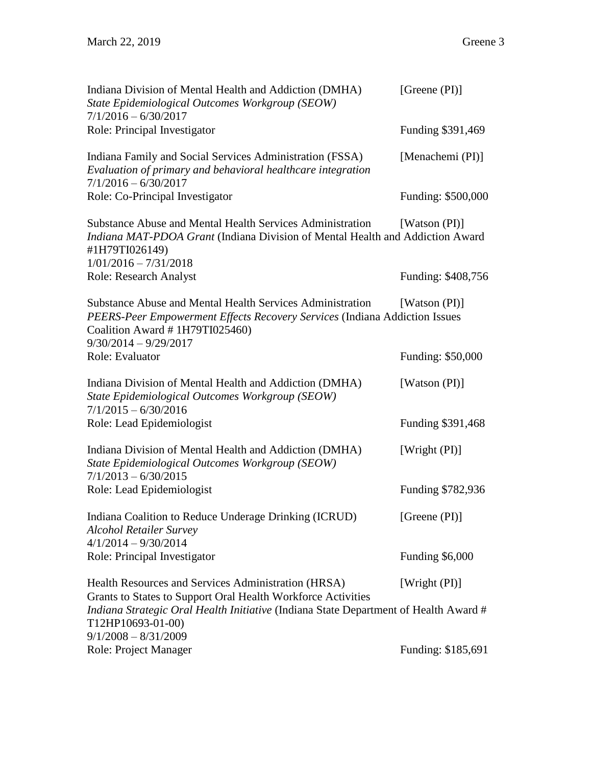Indiana Division of Mental Health and Addiction (DMHA) [Greene (PI)]
*State Epidemiological Outcomes Workgroup (SEOW)*
7/1/2016 – 6/30/2017
Role: Principal Investigator Funding $391,469

Indiana Family and Social Services Administration (FSSA) [Menachemi (PI)]
*Evaluation of primary and behavioral healthcare integration*
7/1/2016 – 6/30/2017
Role: Co-Principal Investigator Funding: $500,000

Substance Abuse and Mental Health Services Administration [Watson (PI)]
*Indiana MAT-PDOA Grant* (Indiana Division of Mental Health and Addiction Award #1H79TI026149)
1/01/2016 – 7/31/2018
Role: Research Analyst Funding: $408,756

Substance Abuse and Mental Health Services Administration [Watson (PI)]
*PEERS-Peer Empowerment Effects Recovery Services* (Indiana Addiction Issues Coalition Award # 1H79TI025460)
9/30/2014 – 9/29/2017
Role: Evaluator Funding: $50,000

Indiana Division of Mental Health and Addiction (DMHA) [Watson (PI)]
*State Epidemiological Outcomes Workgroup (SEOW)*
7/1/2015 – 6/30/2016
Role: Lead Epidemiologist Funding $391,468

Indiana Division of Mental Health and Addiction (DMHA) [Wright (PI)]
*State Epidemiological Outcomes Workgroup (SEOW)*
7/1/2013 – 6/30/2015
Role: Lead Epidemiologist Funding $782,936

Indiana Coalition to Reduce Underage Drinking (ICRUD) [Greene (PI)]
*Alcohol Retailer Survey*
4/1/2014 – 9/30/2014
Role: Principal Investigator Funding $6,000

Health Resources and Services Administration (HRSA) [Wright (PI)]
Grants to States to Support Oral Health Workforce Activities
*Indiana Strategic Oral Health Initiative* (Indiana State Department of Health Award # T12HP10693-01-00)
9/1/2008 – 8/31/2009
Role: Project Manager Funding: $185,691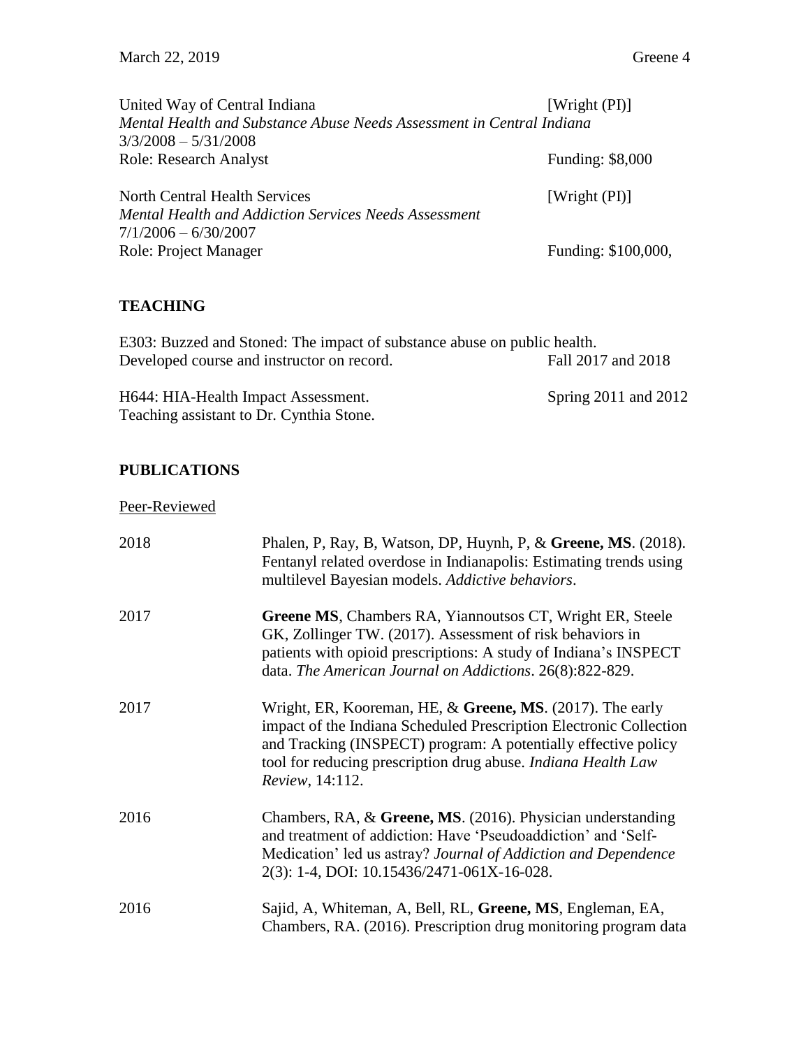United Way of Central Indiana [Wright (PI)]
*Mental Health and Substance Abuse Needs Assessment in Central Indiana*
3/3/2008 – 5/31/2008
Role: Research Analyst Funding: $8,000

North Central Health Services [Wright (PI)]
*Mental Health and Addiction Services Needs Assessment*
7/1/2006 – 6/30/2007
Role: Project Manager Funding: $100,000,

## TEACHING

E303: Buzzed and Stoned: The impact of substance abuse on public health.
Developed course and instructor on record. Fall 2017 and 2018

H644: HIA-Health Impact Assessment. Spring 2011 and 2012
Teaching assistant to Dr. Cynthia Stone.

## PUBLICATIONS

Peer-Reviewed

2018 Phalen, P, Ray, B, Watson, DP, Huynh, P, & **Greene, MS**. (2018). Fentanyl related overdose in Indianapolis: Estimating trends using multilevel Bayesian models. *Addictive behaviors*.

2017 **Greene MS**, Chambers RA, Yiannoutsos CT, Wright ER, Steele GK, Zollinger TW. (2017). Assessment of risk behaviors in patients with opioid prescriptions: A study of Indiana's INSPECT data. *The American Journal on Addictions*. 26(8):822-829.

2017 Wright, ER, Kooreman, HE, & **Greene, MS**. (2017). The early impact of the Indiana Scheduled Prescription Electronic Collection and Tracking (INSPECT) program: A potentially effective policy tool for reducing prescription drug abuse. *Indiana Health Law Review*, 14:112.

2016 Chambers, RA, & **Greene, MS**. (2016). Physician understanding and treatment of addiction: Have 'Pseudoaddiction' and 'Self-Medication' led us astray? *Journal of Addiction and Dependence* 2(3): 1-4, DOI: 10.15436/2471-061X-16-028.

2016 Sajid, A, Whiteman, A, Bell, RL, **Greene, MS**, Engleman, EA, Chambers, RA. (2016). Prescription drug monitoring program data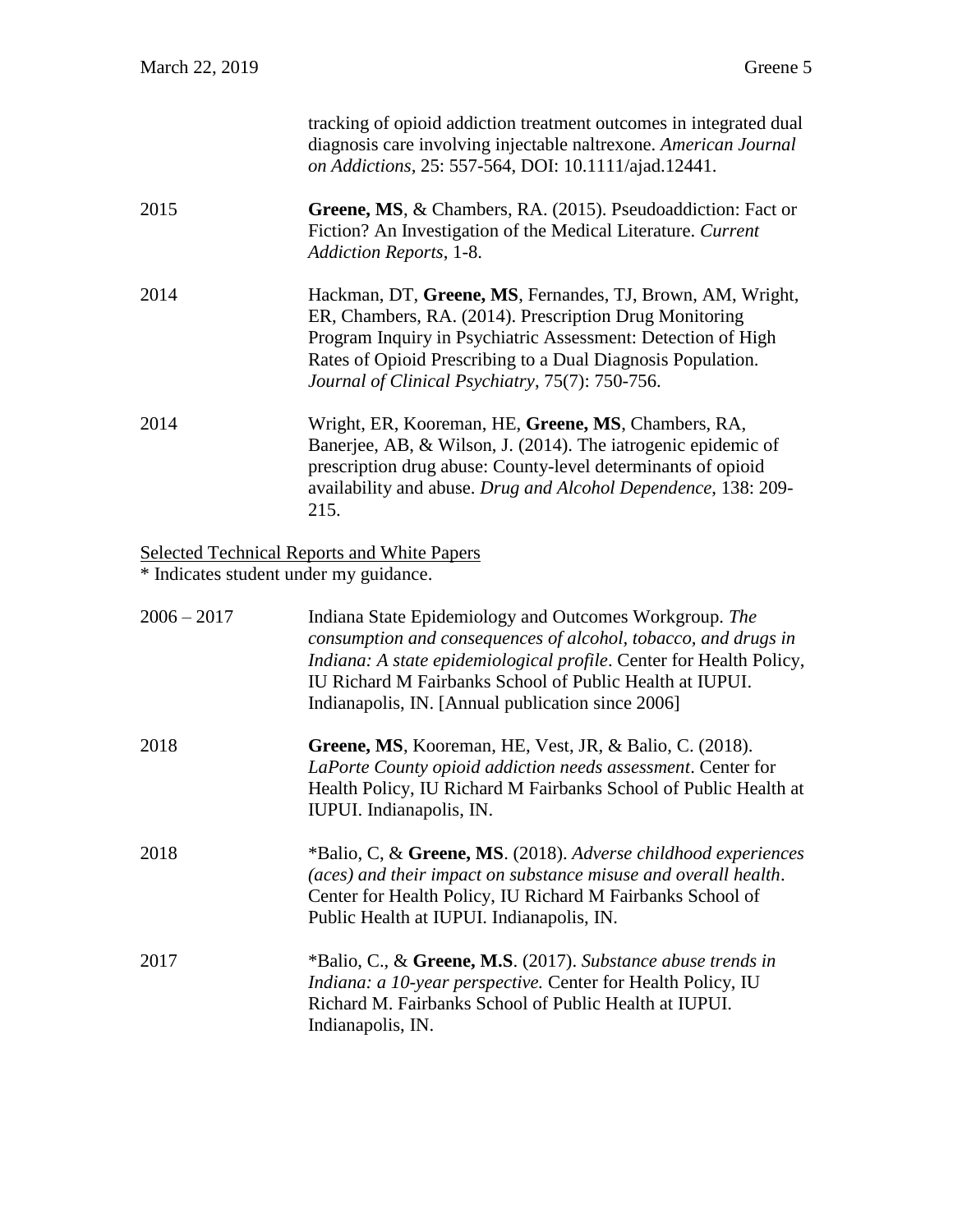tracking of opioid addiction treatment outcomes in integrated dual diagnosis care involving injectable naltrexone. *American Journal on Addictions*, 25: 557-564, DOI: 10.1111/ajad.12441.

2015 — **Greene, MS**, & Chambers, RA. (2015). Pseudoaddiction: Fact or Fiction? An Investigation of the Medical Literature. *Current Addiction Reports*, 1-8.

2014 — Hackman, DT, **Greene, MS**, Fernandes, TJ, Brown, AM, Wright, ER, Chambers, RA. (2014). Prescription Drug Monitoring Program Inquiry in Psychiatric Assessment: Detection of High Rates of Opioid Prescribing to a Dual Diagnosis Population. *Journal of Clinical Psychiatry*, 75(7): 750-756.

2014 — Wright, ER, Kooreman, HE, **Greene, MS**, Chambers, RA, Banerjee, AB, & Wilson, J. (2014). The iatrogenic epidemic of prescription drug abuse: County-level determinants of opioid availability and abuse. *Drug and Alcohol Dependence*, 138: 209-215.

<u>Selected Technical Reports and White Papers</u>
* Indicates student under my guidance.

2006 – 2017 — Indiana State Epidemiology and Outcomes Workgroup. *The consumption and consequences of alcohol, tobacco, and drugs in Indiana: A state epidemiological profile*. Center for Health Policy, IU Richard M Fairbanks School of Public Health at IUPUI. Indianapolis, IN. [Annual publication since 2006]

2018 — **Greene, MS**, Kooreman, HE, Vest, JR, & Balio, C. (2018). *LaPorte County opioid addiction needs assessment*. Center for Health Policy, IU Richard M Fairbanks School of Public Health at IUPUI. Indianapolis, IN.

2018 — *Balio, C, & **Greene, MS**. (2018). *Adverse childhood experiences (aces) and their impact on substance misuse and overall health*. Center for Health Policy, IU Richard M Fairbanks School of Public Health at IUPUI. Indianapolis, IN.

2017 — *Balio, C., & **Greene, M.S**. (2017). *Substance abuse trends in Indiana: a 10-year perspective.* Center for Health Policy, IU Richard M. Fairbanks School of Public Health at IUPUI. Indianapolis, IN.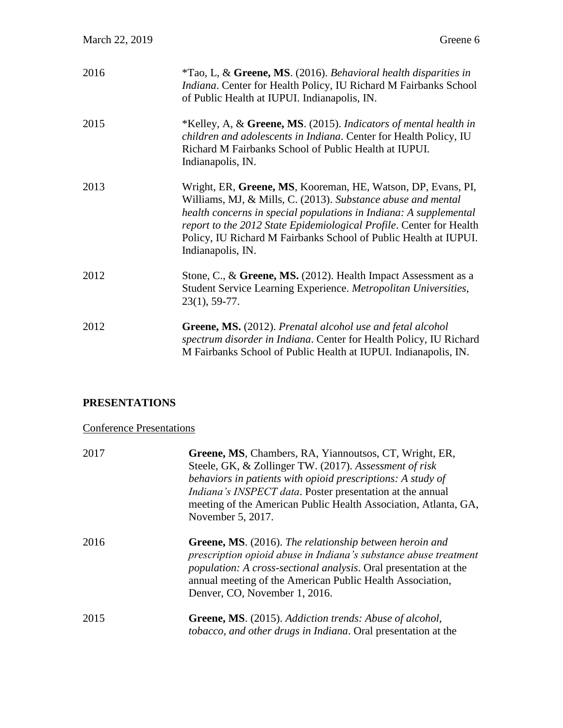2016 *Tao, L, & **Greene, MS**. (2016). *Behavioral health disparities in Indiana*. Center for Health Policy, IU Richard M Fairbanks School of Public Health at IUPUI. Indianapolis, IN.

2015 *Kelley, A, & **Greene, MS**. (2015). *Indicators of mental health in children and adolescents in Indiana*. Center for Health Policy, IU Richard M Fairbanks School of Public Health at IUPUI. Indianapolis, IN.

2013 Wright, ER, **Greene, MS**, Kooreman, HE, Watson, DP, Evans, PI, Williams, MJ, & Mills, C. (2013). *Substance abuse and mental health concerns in special populations in Indiana: A supplemental report to the 2012 State Epidemiological Profile*. Center for Health Policy, IU Richard M Fairbanks School of Public Health at IUPUI. Indianapolis, IN.

2012 Stone, C., & **Greene, MS.** (2012). Health Impact Assessment as a Student Service Learning Experience. *Metropolitan Universities*, 23(1), 59-77.

2012 **Greene, MS.** (2012). *Prenatal alcohol use and fetal alcohol spectrum disorder in Indiana*. Center for Health Policy, IU Richard M Fairbanks School of Public Health at IUPUI. Indianapolis, IN.

## PRESENTATIONS

Conference Presentations

2017 **Greene, MS**, Chambers, RA, Yiannoutsos, CT, Wright, ER, Steele, GK, & Zollinger TW. (2017). *Assessment of risk behaviors in patients with opioid prescriptions: A study of Indiana's INSPECT data*. Poster presentation at the annual meeting of the American Public Health Association, Atlanta, GA, November 5, 2017.

2016 **Greene, MS**. (2016). *The relationship between heroin and prescription opioid abuse in Indiana's substance abuse treatment population: A cross-sectional analysis*. Oral presentation at the annual meeting of the American Public Health Association, Denver, CO, November 1, 2016.

2015 **Greene, MS**. (2015). *Addiction trends: Abuse of alcohol, tobacco, and other drugs in Indiana*. Oral presentation at the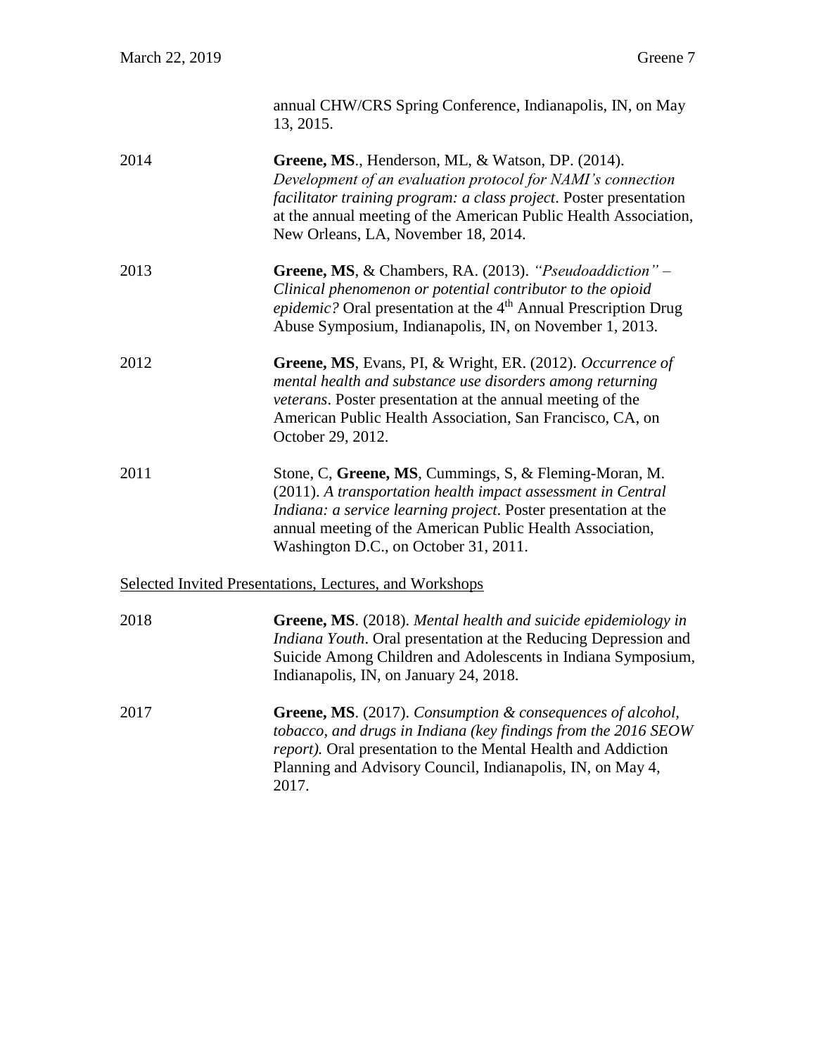annual CHW/CRS Spring Conference, Indianapolis, IN, on May 13, 2015.

2014 — **Greene, MS**., Henderson, ML, & Watson, DP. (2014). *Development of an evaluation protocol for NAMI's connection facilitator training program: a class project*. Poster presentation at the annual meeting of the American Public Health Association, New Orleans, LA, November 18, 2014.

2013 — **Greene, MS**, & Chambers, RA. (2013). *"Pseudoaddiction" – Clinical phenomenon or potential contributor to the opioid epidemic?* Oral presentation at the 4th Annual Prescription Drug Abuse Symposium, Indianapolis, IN, on November 1, 2013.

2012 — **Greene, MS**, Evans, PI, & Wright, ER. (2012). *Occurrence of mental health and substance use disorders among returning veterans*. Poster presentation at the annual meeting of the American Public Health Association, San Francisco, CA, on October 29, 2012.

2011 — Stone, C, **Greene, MS**, Cummings, S, & Fleming-Moran, M. (2011). *A transportation health impact assessment in Central Indiana: a service learning project*. Poster presentation at the annual meeting of the American Public Health Association, Washington D.C., on October 31, 2011.

Selected Invited Presentations, Lectures, and Workshops

2018 — **Greene, MS**. (2018). *Mental health and suicide epidemiology in Indiana Youth*. Oral presentation at the Reducing Depression and Suicide Among Children and Adolescents in Indiana Symposium, Indianapolis, IN, on January 24, 2018.

2017 — **Greene, MS**. (2017). *Consumption & consequences of alcohol, tobacco, and drugs in Indiana (key findings from the 2016 SEOW report).* Oral presentation to the Mental Health and Addiction Planning and Advisory Council, Indianapolis, IN, on May 4, 2017.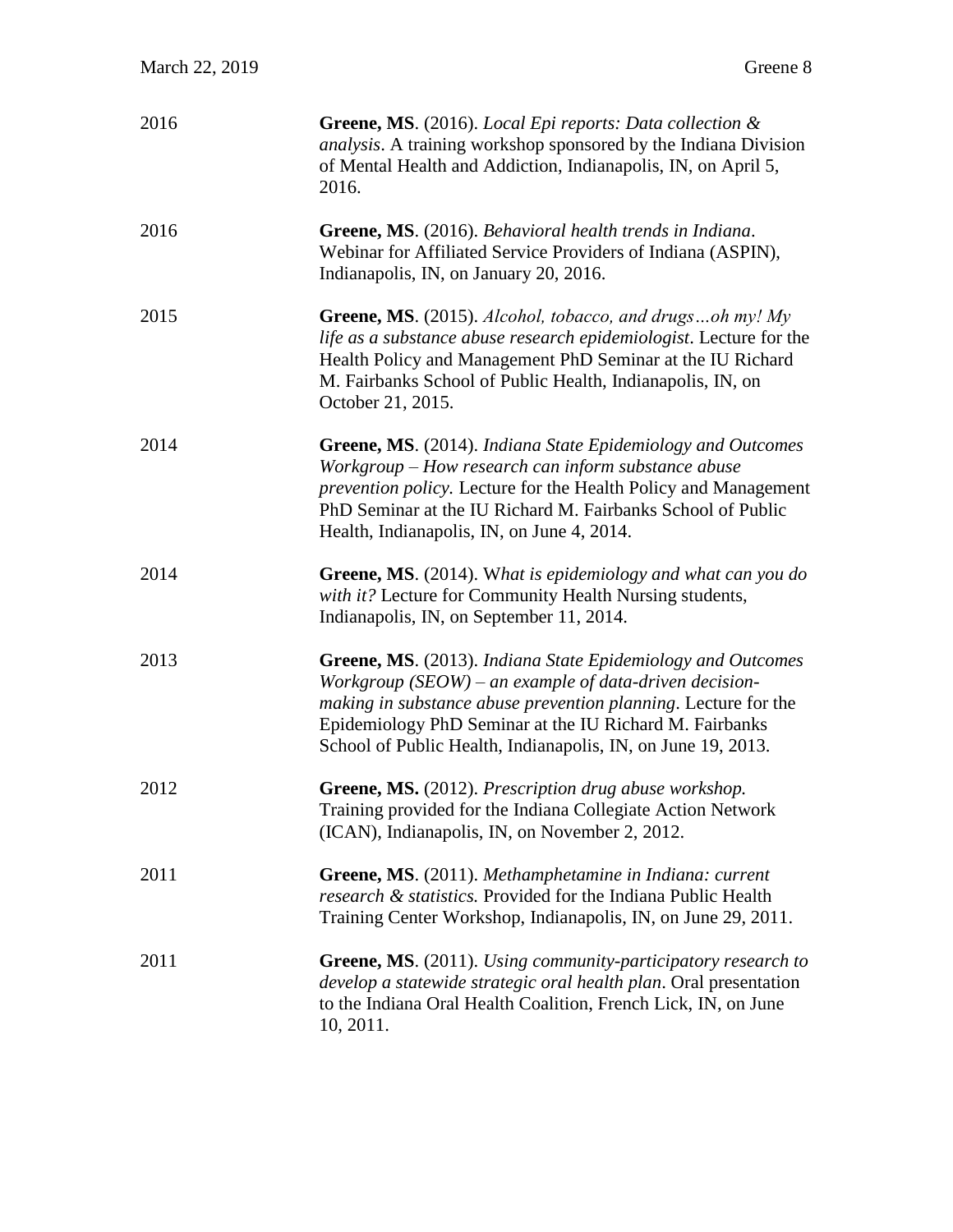| | |
|---|---|
| 2016 | **Greene, MS**. (2016). *Local Epi reports: Data collection & analysis*. A training workshop sponsored by the Indiana Division of Mental Health and Addiction, Indianapolis, IN, on April 5, 2016. |
| 2016 | **Greene, MS**. (2016). *Behavioral health trends in Indiana*. Webinar for Affiliated Service Providers of Indiana (ASPIN), Indianapolis, IN, on January 20, 2016. |
| 2015 | **Greene, MS**. (2015). *Alcohol, tobacco, and drugs…oh my! My life as a substance abuse research epidemiologist*. Lecture for the Health Policy and Management PhD Seminar at the IU Richard M. Fairbanks School of Public Health, Indianapolis, IN, on October 21, 2015. |
| 2014 | **Greene, MS**. (2014). *Indiana State Epidemiology and Outcomes Workgroup – How research can inform substance abuse prevention policy.* Lecture for the Health Policy and Management PhD Seminar at the IU Richard M. Fairbanks School of Public Health, Indianapolis, IN, on June 4, 2014. |
| 2014 | **Greene, MS**. (2014). W*hat is epidemiology and what can you do with it?* Lecture for Community Health Nursing students, Indianapolis, IN, on September 11, 2014. |
| 2013 | **Greene, MS**. (2013). *Indiana State Epidemiology and Outcomes Workgroup (SEOW) – an example of data-driven decision-making in substance abuse prevention planning*. Lecture for the Epidemiology PhD Seminar at the IU Richard M. Fairbanks School of Public Health, Indianapolis, IN, on June 19, 2013. |
| 2012 | **Greene, MS.** (2012). *Prescription drug abuse workshop.* Training provided for the Indiana Collegiate Action Network (ICAN), Indianapolis, IN, on November 2, 2012. |
| 2011 | **Greene, MS**. (2011). *Methamphetamine in Indiana: current research & statistics.* Provided for the Indiana Public Health Training Center Workshop, Indianapolis, IN, on June 29, 2011. |
| 2011 | **Greene, MS**. (2011). *Using community-participatory research to develop a statewide strategic oral health plan*. Oral presentation to the Indiana Oral Health Coalition, French Lick, IN, on June 10, 2011. |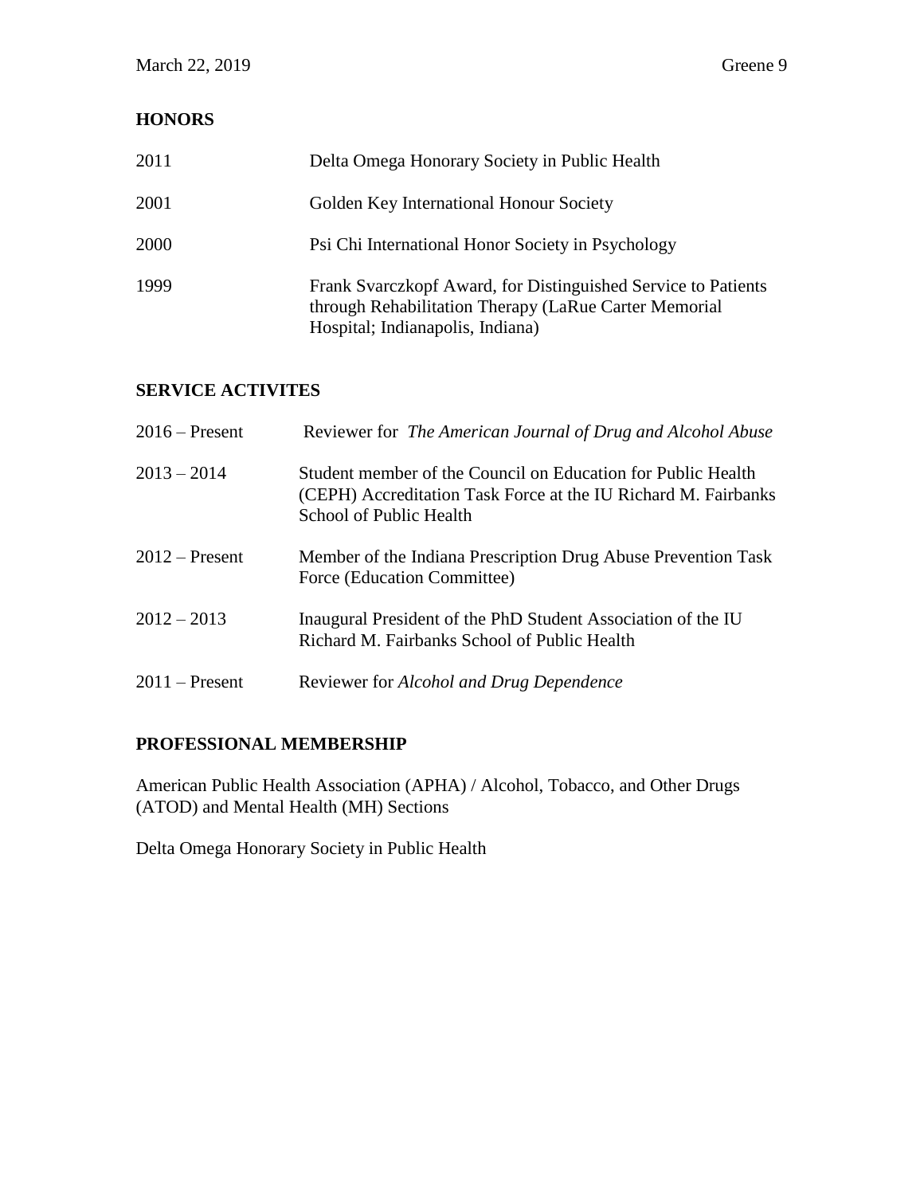## HONORS

| | |
|---|---|
| 2011 | Delta Omega Honorary Society in Public Health |
| 2001 | Golden Key International Honour Society |
| 2000 | Psi Chi International Honor Society in Psychology |
| 1999 | Frank Svarczkopf Award, for Distinguished Service to Patients through Rehabilitation Therapy (LaRue Carter Memorial Hospital; Indianapolis, Indiana) |

## SERVICE ACTIVITES

| | |
|---|---|
| 2016 – Present | Reviewer for *The American Journal of Drug and Alcohol Abuse* |
| 2013 – 2014 | Student member of the Council on Education for Public Health (CEPH) Accreditation Task Force at the IU Richard M. Fairbanks School of Public Health |
| 2012 – Present | Member of the Indiana Prescription Drug Abuse Prevention Task Force (Education Committee) |
| 2012 – 2013 | Inaugural President of the PhD Student Association of the IU Richard M. Fairbanks School of Public Health |
| 2011 – Present | Reviewer for *Alcohol and Drug Dependence* |

## PROFESSIONAL MEMBERSHIP

American Public Health Association (APHA) / Alcohol, Tobacco, and Other Drugs (ATOD) and Mental Health (MH) Sections

Delta Omega Honorary Society in Public Health